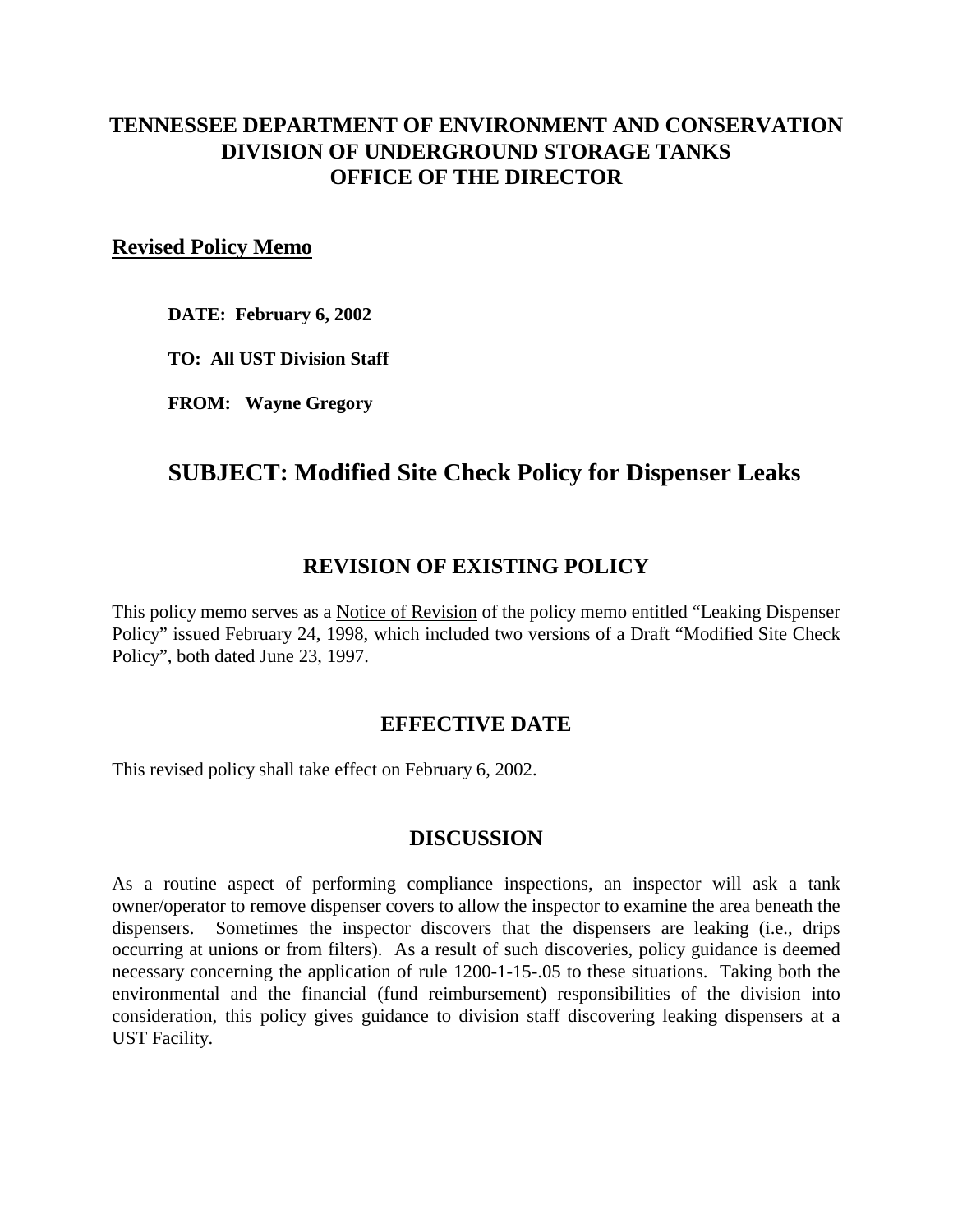# TENNESSEE DEPARTMENT OF ENVIRONMENT AND CONSERVATION
# DIVISION OF UNDERGROUND STORAGE TANKS
# OFFICE OF THE DIRECTOR

**Revised Policy Memo**

**DATE: February 6, 2002**

**TO: All UST Division Staff**

**FROM: Wayne Gregory**

## SUBJECT: Modified Site Check Policy for Dispenser Leaks

### REVISION OF EXISTING POLICY

This policy memo serves as a Notice of Revision of the policy memo entitled "Leaking Dispenser Policy" issued February 24, 1998, which included two versions of a Draft "Modified Site Check Policy", both dated June 23, 1997.

### EFFECTIVE DATE

This revised policy shall take effect on February 6, 2002.

### DISCUSSION

As a routine aspect of performing compliance inspections, an inspector will ask a tank owner/operator to remove dispenser covers to allow the inspector to examine the area beneath the dispensers. Sometimes the inspector discovers that the dispensers are leaking (i.e., drips occurring at unions or from filters). As a result of such discoveries, policy guidance is deemed necessary concerning the application of rule 1200-1-15-.05 to these situations. Taking both the environmental and the financial (fund reimbursement) responsibilities of the division into consideration, this policy gives guidance to division staff discovering leaking dispensers at a UST Facility.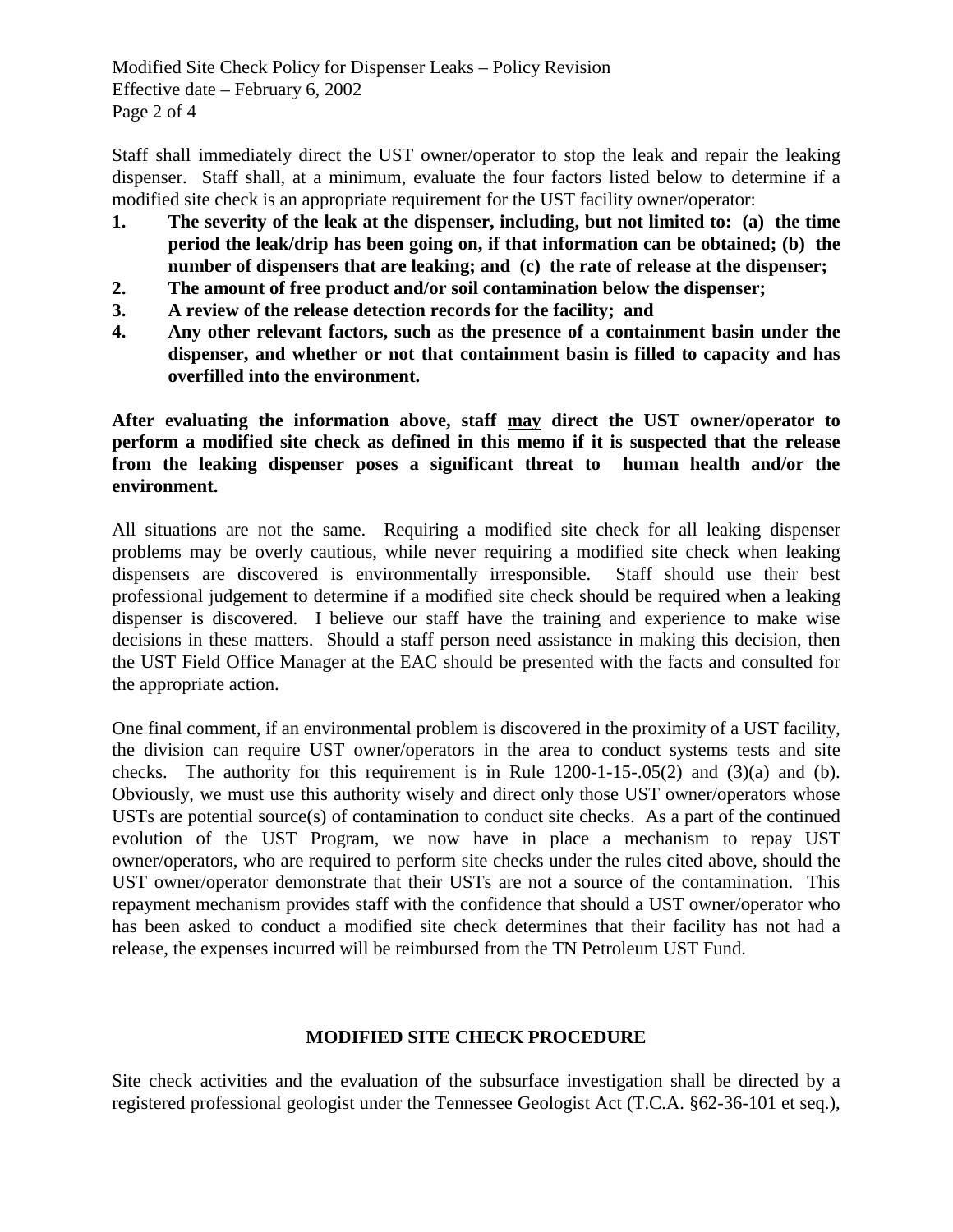Staff shall immediately direct the UST owner/operator to stop the leak and repair the leaking dispenser. Staff shall, at a minimum, evaluate the four factors listed below to determine if a modified site check is an appropriate requirement for the UST facility owner/operator:

1. **The severity of the leak at the dispenser, including, but not limited to: (a) the time period the leak/drip has been going on, if that information can be obtained; (b) the number of dispensers that are leaking; and (c) the rate of release at the dispenser;**
2. **The amount of free product and/or soil contamination below the dispenser;**
3. **A review of the release detection records for the facility; and**
4. **Any other relevant factors, such as the presence of a containment basin under the dispenser, and whether or not that containment basin is filled to capacity and has overfilled into the environment.**

**After evaluating the information above, staff <u>may</u> direct the UST owner/operator to perform a modified site check as defined in this memo if it is suspected that the release from the leaking dispenser poses a significant threat to human health and/or the environment.**

All situations are not the same. Requiring a modified site check for all leaking dispenser problems may be overly cautious, while never requiring a modified site check when leaking dispensers are discovered is environmentally irresponsible. Staff should use their best professional judgement to determine if a modified site check should be required when a leaking dispenser is discovered. I believe our staff have the training and experience to make wise decisions in these matters. Should a staff person need assistance in making this decision, then the UST Field Office Manager at the EAC should be presented with the facts and consulted for the appropriate action.

One final comment, if an environmental problem is discovered in the proximity of a UST facility, the division can require UST owner/operators in the area to conduct systems tests and site checks. The authority for this requirement is in Rule 1200-1-15-.05(2) and (3)(a) and (b). Obviously, we must use this authority wisely and direct only those UST owner/operators whose USTs are potential source(s) of contamination to conduct site checks. As a part of the continued evolution of the UST Program, we now have in place a mechanism to repay UST owner/operators, who are required to perform site checks under the rules cited above, should the UST owner/operator demonstrate that their USTs are not a source of the contamination. This repayment mechanism provides staff with the confidence that should a UST owner/operator who has been asked to conduct a modified site check determines that their facility has not had a release, the expenses incurred will be reimbursed from the TN Petroleum UST Fund.

## MODIFIED SITE CHECK PROCEDURE

Site check activities and the evaluation of the subsurface investigation shall be directed by a registered professional geologist under the Tennessee Geologist Act (T.C.A. §62-36-101 et seq.),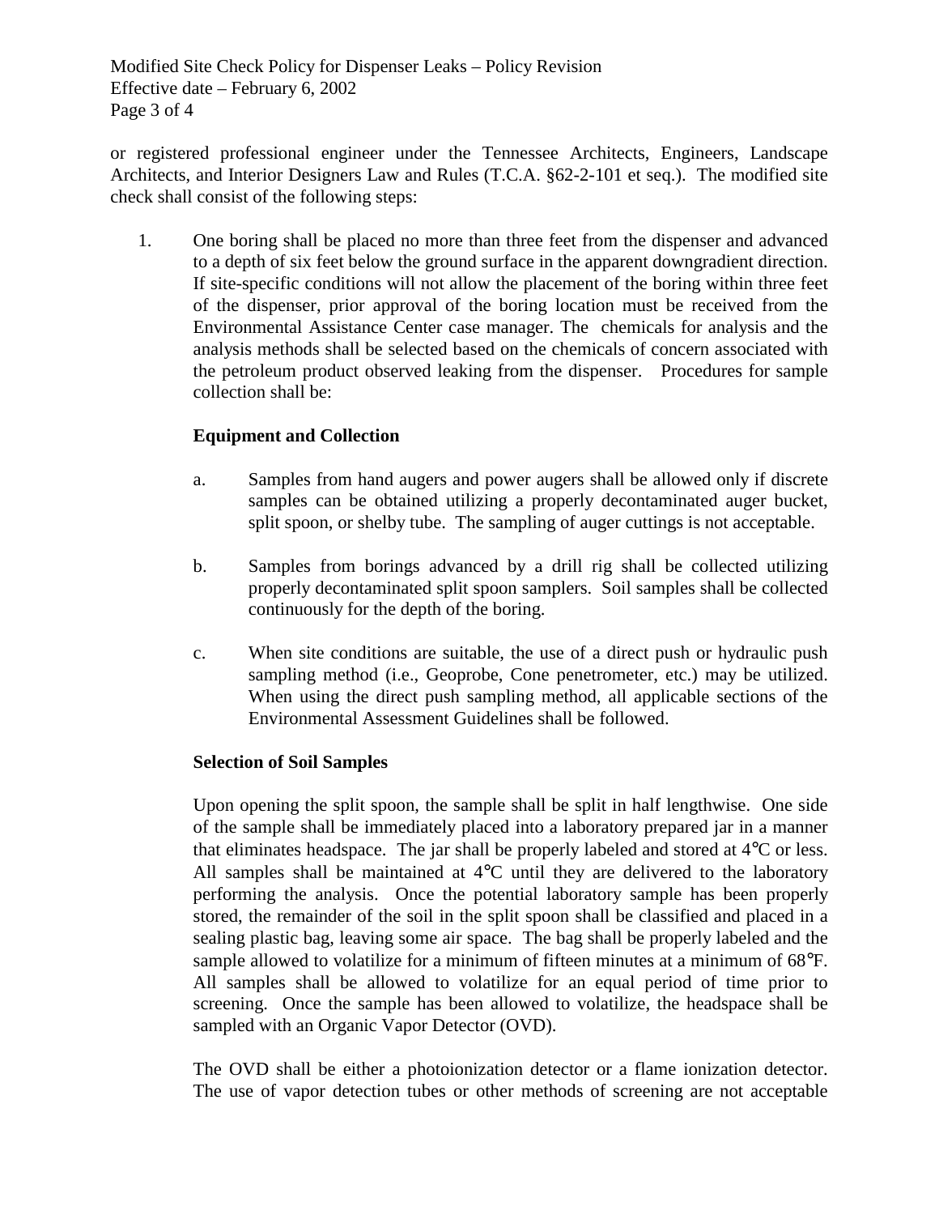or registered professional engineer under the Tennessee Architects, Engineers, Landscape Architects, and Interior Designers Law and Rules (T.C.A. §62-2-101 et seq.). The modified site check shall consist of the following steps:

1. One boring shall be placed no more than three feet from the dispenser and advanced to a depth of six feet below the ground surface in the apparent downgradient direction. If site-specific conditions will not allow the placement of the boring within three feet of the dispenser, prior approval of the boring location must be received from the Environmental Assistance Center case manager. The chemicals for analysis and the analysis methods shall be selected based on the chemicals of concern associated with the petroleum product observed leaking from the dispenser. Procedures for sample collection shall be:

   **Equipment and Collection**

   a. Samples from hand augers and power augers shall be allowed only if discrete samples can be obtained utilizing a properly decontaminated auger bucket, split spoon, or shelby tube. The sampling of auger cuttings is not acceptable.

   b. Samples from borings advanced by a drill rig shall be collected utilizing properly decontaminated split spoon samplers. Soil samples shall be collected continuously for the depth of the boring.

   c. When site conditions are suitable, the use of a direct push or hydraulic push sampling method (i.e., Geoprobe, Cone penetrometer, etc.) may be utilized. When using the direct push sampling method, all applicable sections of the Environmental Assessment Guidelines shall be followed.

   **Selection of Soil Samples**

   Upon opening the split spoon, the sample shall be split in half lengthwise. One side of the sample shall be immediately placed into a laboratory prepared jar in a manner that eliminates headspace. The jar shall be properly labeled and stored at 4°C or less. All samples shall be maintained at 4°C until they are delivered to the laboratory performing the analysis. Once the potential laboratory sample has been properly stored, the remainder of the soil in the split spoon shall be classified and placed in a sealing plastic bag, leaving some air space. The bag shall be properly labeled and the sample allowed to volatilize for a minimum of fifteen minutes at a minimum of 68°F. All samples shall be allowed to volatilize for an equal period of time prior to screening. Once the sample has been allowed to volatilize, the headspace shall be sampled with an Organic Vapor Detector (OVD).

   The OVD shall be either a photoionization detector or a flame ionization detector. The use of vapor detection tubes or other methods of screening are not acceptable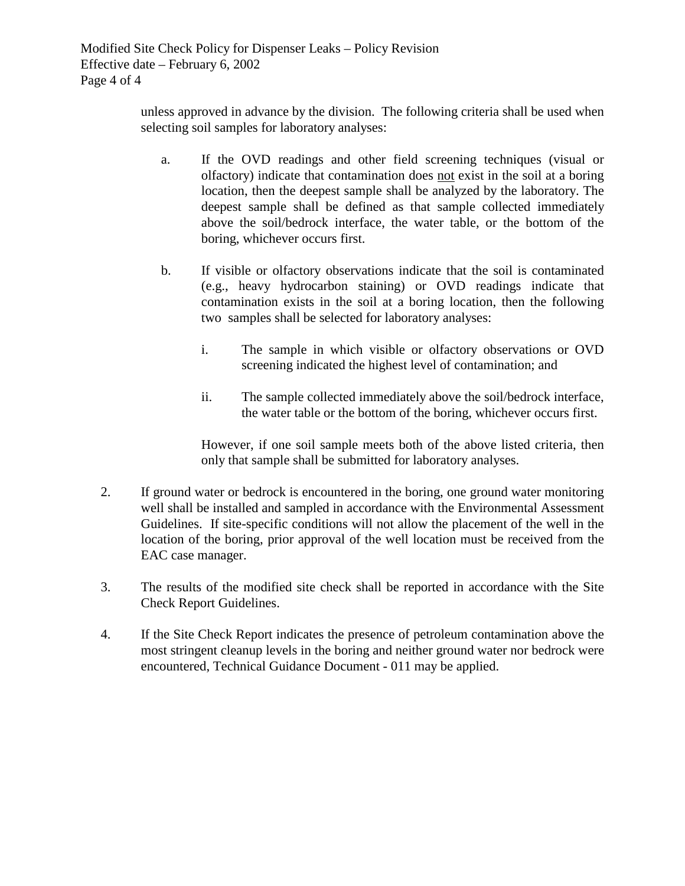unless approved in advance by the division. The following criteria shall be used when selecting soil samples for laboratory analyses:

a. If the OVD readings and other field screening techniques (visual or olfactory) indicate that contamination does <u>not</u> exist in the soil at a boring location, then the deepest sample shall be analyzed by the laboratory. The deepest sample shall be defined as that sample collected immediately above the soil/bedrock interface, the water table, or the bottom of the boring, whichever occurs first.

b. If visible or olfactory observations indicate that the soil is contaminated (e.g., heavy hydrocarbon staining) or OVD readings indicate that contamination exists in the soil at a boring location, then the following two samples shall be selected for laboratory analyses:

   i. The sample in which visible or olfactory observations or OVD screening indicated the highest level of contamination; and

   ii. The sample collected immediately above the soil/bedrock interface, the water table or the bottom of the boring, whichever occurs first.

   However, if one soil sample meets both of the above listed criteria, then only that sample shall be submitted for laboratory analyses.

2. If ground water or bedrock is encountered in the boring, one ground water monitoring well shall be installed and sampled in accordance with the Environmental Assessment Guidelines. If site-specific conditions will not allow the placement of the well in the location of the boring, prior approval of the well location must be received from the EAC case manager.

3. The results of the modified site check shall be reported in accordance with the Site Check Report Guidelines.

4. If the Site Check Report indicates the presence of petroleum contamination above the most stringent cleanup levels in the boring and neither ground water nor bedrock were encountered, Technical Guidance Document - 011 may be applied.